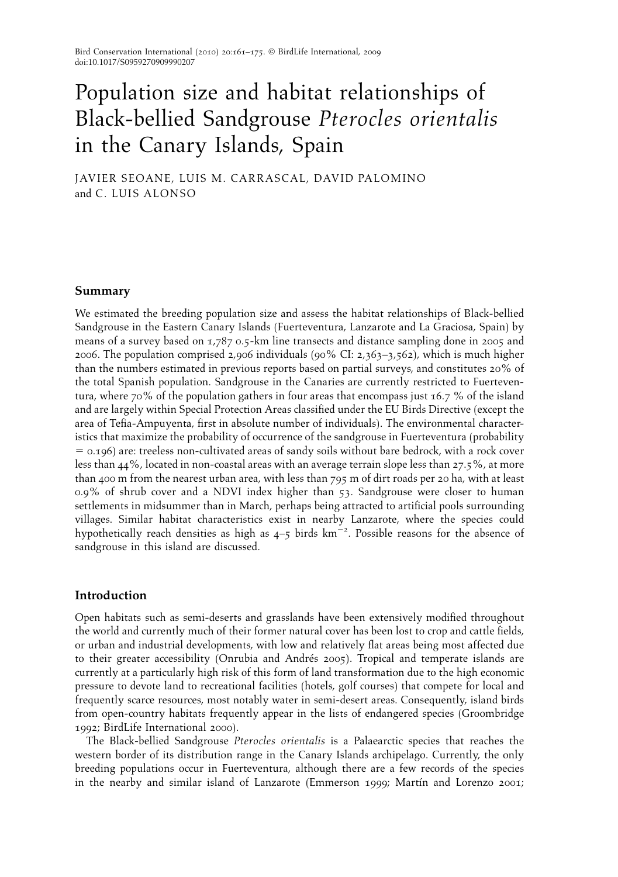# Population size and habitat relationships of Black-bellied Sandgrouse *Pterocles orientalis* in the Canary Islands, Spain

JAVIER SEOANE, LUIS M. CARRASCAL, DAVID PALOMINO and C. LUIS ALONSO

## Summary

We estimated the breeding population size and assess the habitat relationships of Black-bellied Sandgrouse in the Eastern Canary Islands (Fuerteventura, Lanzarote and La Graciosa, Spain) by means of a survey based on 1,787 0.5-km line transects and distance sampling done in 2005 and 2006. The population comprised 2,906 individuals (90% CI: 2,363–3,562), which is much higher than the numbers estimated in previous reports based on partial surveys, and constitutes 20% of the total Spanish population. Sandgrouse in the Canaries are currently restricted to Fuerteventura, where 70% of the population gathers in four areas that encompass just 16.7 % of the island and are largely within Special Protection Areas classified under the EU Birds Directive (except the area of Tefia-Ampuyenta, first in absolute number of individuals). The environmental characteristics that maximize the probability of occurrence of the sandgrouse in Fuerteventura (probability = 0.196) are: treeless non-cultivated areas of sandy soils without bare bedrock, with a rock cover less than 44%, located in non-coastal areas with an average terrain slope less than 27.5%, at more than 400 m from the nearest urban area, with less than 795 m of dirt roads per 20 ha, with at least 0.9% of shrub cover and a NDVI index higher than 53. Sandgrouse were closer to human settlements in midsummer than in March, perhaps being attracted to artificial pools surrounding villages. Similar habitat characteristics exist in nearby Lanzarote, where the species could hypothetically reach densities as high as 4–5 birds $km^{-2}$. Possible reasons for the absence of sandgrouse in this island are discussed.

## Introduction

Open habitats such as semi-deserts and grasslands have been extensively modified throughout the world and currently much of their former natural cover has been lost to crop and cattle fields, or urban and industrial developments, with low and relatively flat areas being most affected due to their greater accessibility (Onrubia and Andrés 2005). Tropical and temperate islands are currently at a particularly high risk of this form of land transformation due to the high economic pressure to devote land to recreational facilities (hotels, golf courses) that compete for local and frequently scarce resources, most notably water in semi-desert areas. Consequently, island birds from open-country habitats frequently appear in the lists of endangered species (Groombridge 1992; BirdLife International 2000).

The Black-bellied Sandgrouse *Pterocles orientalis* is a Palaearctic species that reaches the western border of its distribution range in the Canary Islands archipelago. Currently, the only breeding populations occur in Fuerteventura, although there are a few records of the species in the nearby and similar island of Lanzarote (Emmerson 1999; Martín and Lorenzo 2001;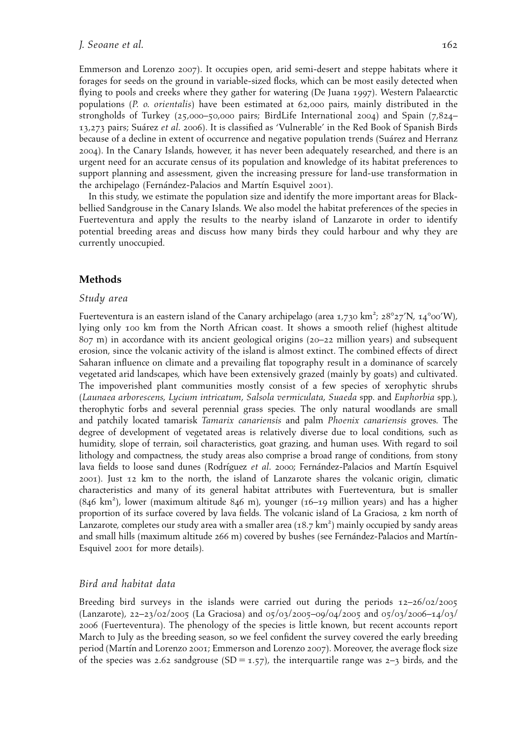Emmerson and Lorenzo 2007). It occupies open, arid semi-desert and steppe habitats where it forages for seeds on the ground in variable-sized flocks, which can be most easily detected when flying to pools and creeks where they gather for watering (De Juana 1997). Western Palaearctic populations (*P. o. orientalis*) have been estimated at 62,000 pairs, mainly distributed in the strongholds of Turkey (25,000–50,000 pairs; BirdLife International 2004) and Spain (7,824–13,273 pairs; Suárez *et al.* 2006). It is classified as 'Vulnerable' in the Red Book of Spanish Birds because of a decline in extent of occurrence and negative population trends (Suárez and Herranz 2004). In the Canary Islands, however, it has never been adequately researched, and there is an urgent need for an accurate census of its population and knowledge of its habitat preferences to support planning and assessment, given the increasing pressure for land-use transformation in the archipelago (Fernández-Palacios and Martín Esquivel 2001).

In this study, we estimate the population size and identify the more important areas for Black-bellied Sandgrouse in the Canary Islands. We also model the habitat preferences of the species in Fuerteventura and apply the results to the nearby island of Lanzarote in order to identify potential breeding areas and discuss how many birds they could harbour and why they are currently unoccupied.

## Methods

### *Study area*

Fuerteventura is an eastern island of the Canary archipelago (area 1,730 km$^2$; 28°27′N, 14°00′W), lying only 100 km from the North African coast. It shows a smooth relief (highest altitude 807 m) in accordance with its ancient geological origins (20–22 million years) and subsequent erosion, since the volcanic activity of the island is almost extinct. The combined effects of direct Saharan influence on climate and a prevailing flat topography result in a dominance of scarcely vegetated arid landscapes, which have been extensively grazed (mainly by goats) and cultivated. The impoverished plant communities mostly consist of a few species of xerophytic shrubs (*Launaea arborescens*, *Lycium intricatum*, *Salsola vermiculata*, *Suaeda* spp. and *Euphorbia* spp.), therophytic forbs and several perennial grass species. The only natural woodlands are small and patchily located tamarisk *Tamarix canariensis* and palm *Phoenix canariensis* groves. The degree of development of vegetated areas is relatively diverse due to local conditions, such as humidity, slope of terrain, soil characteristics, goat grazing, and human uses. With regard to soil lithology and compactness, the study areas also comprise a broad range of conditions, from stony lava fields to loose sand dunes (Rodríguez *et al.* 2000; Fernández-Palacios and Martín Esquivel 2001). Just 12 km to the north, the island of Lanzarote shares the volcanic origin, climatic characteristics and many of its general habitat attributes with Fuerteventura, but is smaller (846 km$^2$), lower (maximum altitude 846 m), younger (16–19 million years) and has a higher proportion of its surface covered by lava fields. The volcanic island of La Graciosa, 2 km north of Lanzarote, completes our study area with a smaller area (18.7 km$^2$) mainly occupied by sandy areas and small hills (maximum altitude 266 m) covered by bushes (see Fernández-Palacios and Martín-Esquivel 2001 for more details).

### *Bird and habitat data*

Breeding bird surveys in the islands were carried out during the periods 12–26/02/2005 (Lanzarote), 22–23/02/2005 (La Graciosa) and 05/03/2005–09/04/2005 and 05/03/2006–14/03/2006 (Fuerteventura). The phenology of the species is little known, but recent accounts report March to July as the breeding season, so we feel confident the survey covered the early breeding period (Martín and Lorenzo 2001; Emmerson and Lorenzo 2007). Moreover, the average flock size of the species was 2.62 sandgrouse (SD = 1.57), the interquartile range was 2–3 birds, and the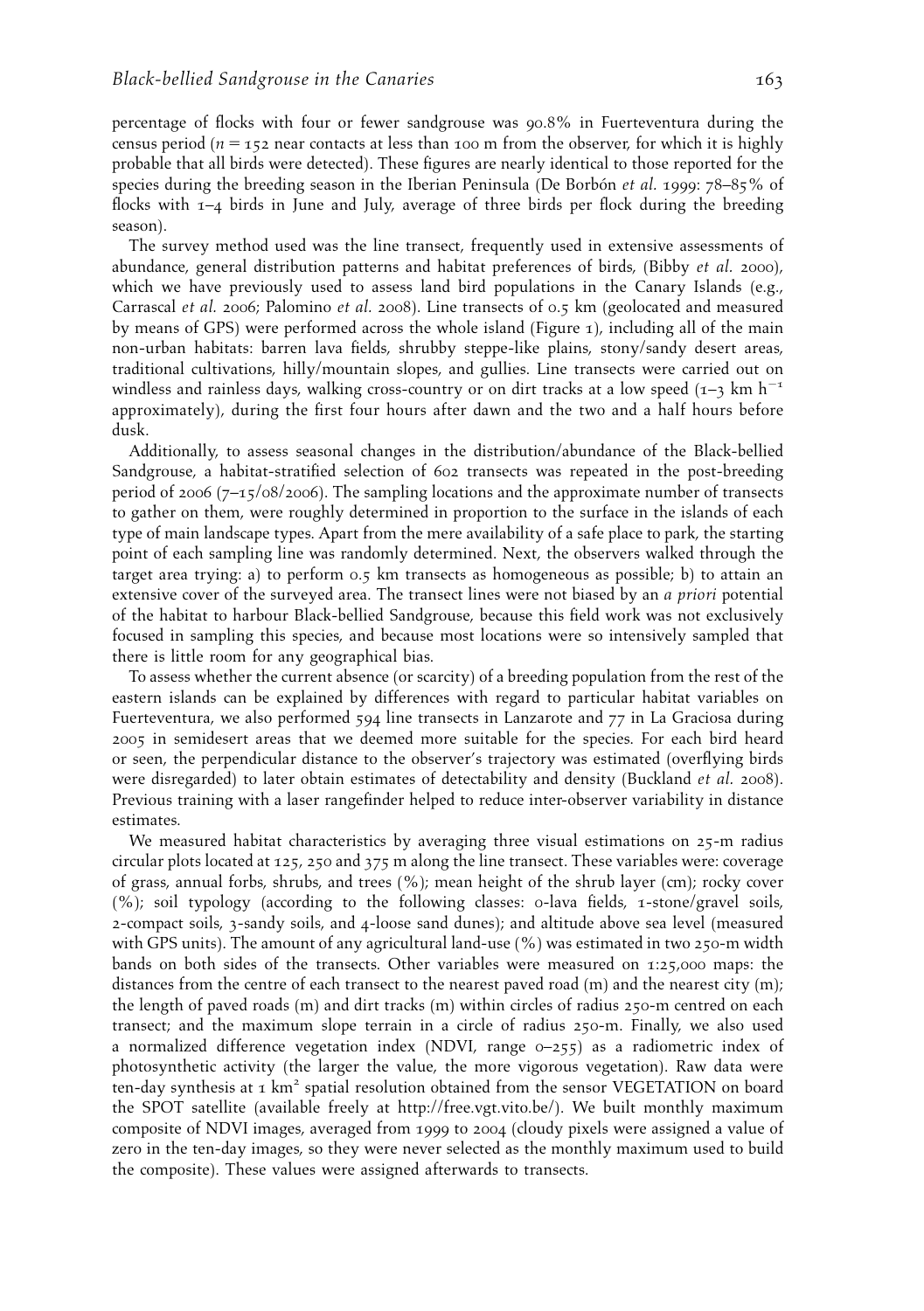percentage of flocks with four or fewer sandgrouse was 90.8% in Fuerteventura during the census period ($n = 152$ near contacts at less than 100 m from the observer, for which it is highly probable that all birds were detected). These figures are nearly identical to those reported for the species during the breeding season in the Iberian Peninsula (De Borbón *et al.* 1999: 78–85% of flocks with 1–4 birds in June and July, average of three birds per flock during the breeding season).

The survey method used was the line transect, frequently used in extensive assessments of abundance, general distribution patterns and habitat preferences of birds, (Bibby *et al.* 2000), which we have previously used to assess land bird populations in the Canary Islands (e.g., Carrascal *et al.* 2006; Palomino *et al.* 2008). Line transects of 0.5 km (geolocated and measured by means of GPS) were performed across the whole island (Figure 1), including all of the main non-urban habitats: barren lava fields, shrubby steppe-like plains, stony/sandy desert areas, traditional cultivations, hilly/mountain slopes, and gullies. Line transects were carried out on windless and rainless days, walking cross-country or on dirt tracks at a low speed (1–3 km $h^{-1}$ approximately), during the first four hours after dawn and the two and a half hours before dusk.

Additionally, to assess seasonal changes in the distribution/abundance of the Black-bellied Sandgrouse, a habitat-stratified selection of 602 transects was repeated in the post-breeding period of 2006 (7–15/08/2006). The sampling locations and the approximate number of transects to gather on them, were roughly determined in proportion to the surface in the islands of each type of main landscape types. Apart from the mere availability of a safe place to park, the starting point of each sampling line was randomly determined. Next, the observers walked through the target area trying: a) to perform 0.5 km transects as homogeneous as possible; b) to attain an extensive cover of the surveyed area. The transect lines were not biased by an *a priori* potential of the habitat to harbour Black-bellied Sandgrouse, because this field work was not exclusively focused in sampling this species, and because most locations were so intensively sampled that there is little room for any geographical bias.

To assess whether the current absence (or scarcity) of a breeding population from the rest of the eastern islands can be explained by differences with regard to particular habitat variables on Fuerteventura, we also performed 594 line transects in Lanzarote and 77 in La Graciosa during 2005 in semidesert areas that we deemed more suitable for the species. For each bird heard or seen, the perpendicular distance to the observer's trajectory was estimated (overflying birds were disregarded) to later obtain estimates of detectability and density (Buckland *et al.* 2008). Previous training with a laser rangefinder helped to reduce inter-observer variability in distance estimates.

We measured habitat characteristics by averaging three visual estimations on 25-m radius circular plots located at 125, 250 and 375 m along the line transect. These variables were: coverage of grass, annual forbs, shrubs, and trees (%); mean height of the shrub layer (cm); rocky cover (%); soil typology (according to the following classes: 0-lava fields, 1-stone/gravel soils, 2-compact soils, 3-sandy soils, and 4-loose sand dunes); and altitude above sea level (measured with GPS units). The amount of any agricultural land-use (%) was estimated in two 250-m width bands on both sides of the transects. Other variables were measured on 1:25,000 maps: the distances from the centre of each transect to the nearest paved road (m) and the nearest city (m); the length of paved roads (m) and dirt tracks (m) within circles of radius 250-m centred on each transect; and the maximum slope terrain in a circle of radius 250-m. Finally, we also used a normalized difference vegetation index (NDVI, range 0–255) as a radiometric index of photosynthetic activity (the larger the value, the more vigorous vegetation). Raw data were ten-day synthesis at 1 $km^2$ spatial resolution obtained from the sensor VEGETATION on board the SPOT satellite (available freely at http://free.vgt.vito.be/). We built monthly maximum composite of NDVI images, averaged from 1999 to 2004 (cloudy pixels were assigned a value of zero in the ten-day images, so they were never selected as the monthly maximum used to build the composite). These values were assigned afterwards to transects.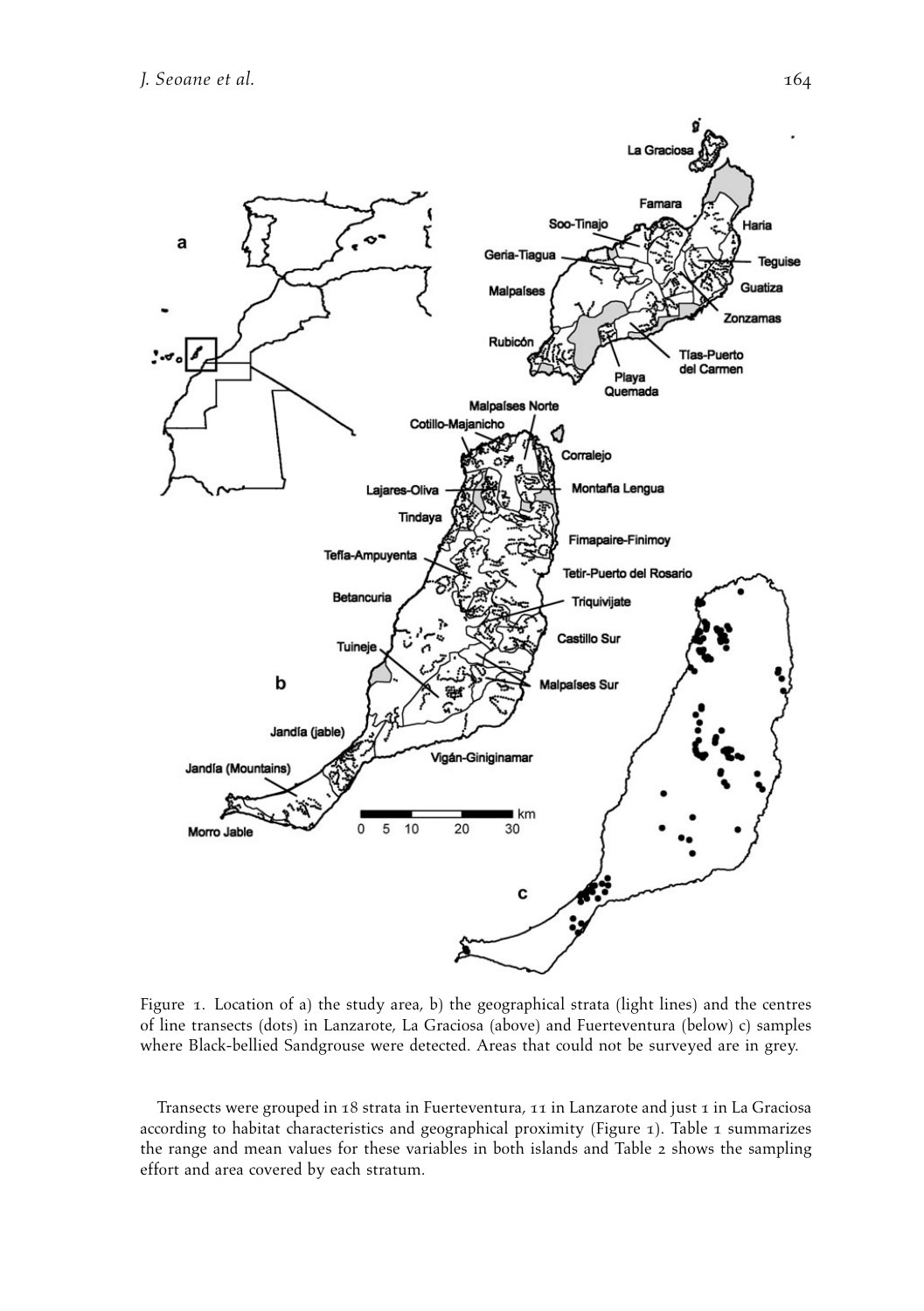Figure 1. Location of a) the study area, b) the geographical strata (light lines) and the centres of line transects (dots) in Lanzarote, La Graciosa (above) and Fuerteventura (below) c) samples where Black-bellied Sandgrouse were detected. Areas that could not be surveyed are in grey.

Transects were grouped in 18 strata in Fuerteventura, 11 in Lanzarote and just 1 in La Graciosa according to habitat characteristics and geographical proximity (Figure 1). Table 1 summarizes the range and mean values for these variables in both islands and Table 2 shows the sampling effort and area covered by each stratum.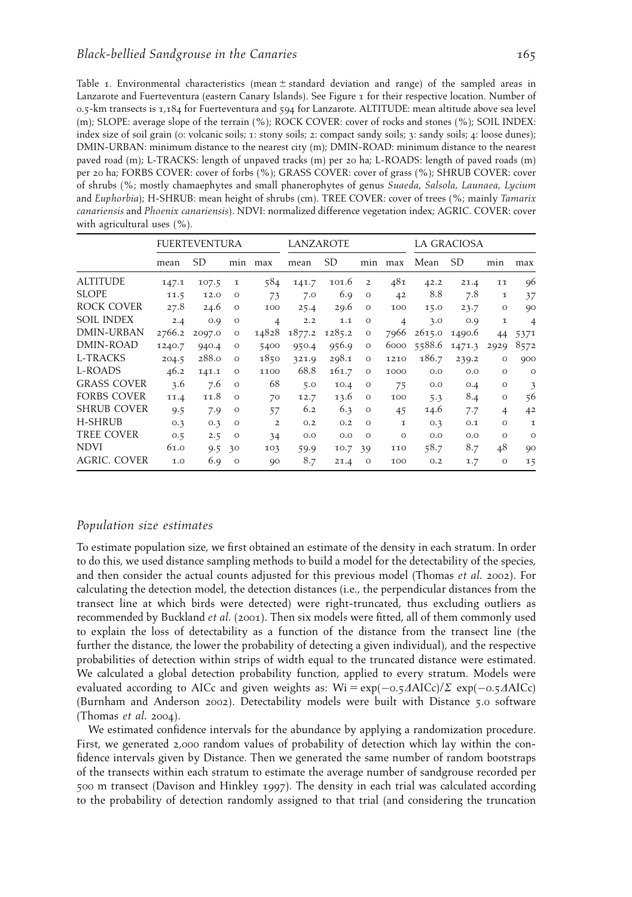Table 1. Environmental characteristics (mean ± standard deviation and range) of the sampled areas in Lanzarote and Fuerteventura (eastern Canary Islands). See Figure 1 for their respective location. Number of 0.5-km transects is 1,184 for Fuerteventura and 594 for Lanzarote. ALTITUDE: mean altitude above sea level (m); SLOPE: average slope of the terrain (%); ROCK COVER: cover of rocks and stones (%); SOIL INDEX: index size of soil grain (0: volcanic soils; 1: stony soils; 2: compact sandy soils; 3: sandy soils; 4: loose dunes); DMIN-URBAN: minimum distance to the nearest city (m); DMIN-ROAD: minimum distance to the nearest paved road (m); L-TRACKS: length of unpaved tracks (m) per 20 ha; L-ROADS: length of paved roads (m) per 20 ha; FORBS COVER: cover of forbs (%); GRASS COVER: cover of grass (%); SHRUB COVER: cover of shrubs (%; mostly chamaephytes and small phanerophytes of genus *Suaeda*, *Salsola*, *Launaea*, *Lycium* and *Euphorbia*); H-SHRUB: mean height of shrubs (cm). TREE COVER: cover of trees (%; mainly *Tamarix canariensis* and *Phoenix canariensis*). NDVI: normalized difference vegetation index; AGRIC. COVER: cover with agricultural uses (%).

| | FUERTEVENTURA | | | | LANZAROTE | | | | LA GRACIOSA | | | |
|---|---|---|---|---|---|---|---|---|---|---|---|---|
| | mean | SD | min | max | mean | SD | min | max | Mean | SD | min | max |
| ALTITUDE | 147.1 | 107.5 | 1 | 584 | 141.7 | 101.6 | 2 | 481 | 42.2 | 21.4 | 11 | 96 |
| SLOPE | 11.5 | 12.0 | 0 | 73 | 7.0 | 6.9 | 0 | 42 | 8.8 | 7.8 | 1 | 37 |
| ROCK COVER | 27.8 | 24.6 | 0 | 100 | 25.4 | 29.6 | 0 | 100 | 15.0 | 23.7 | 0 | 90 |
| SOIL INDEX | 2.4 | 0.9 | 0 | 4 | 2.2 | 1.1 | 0 | 4 | 3.0 | 0.9 | 1 | 4 |
| DMIN-URBAN | 2766.2 | 2097.0 | 0 | 14828 | 1877.2 | 1285.2 | 0 | 7966 | 2615.0 | 1490.6 | 44 | 5371 |
| DMIN-ROAD | 1240.7 | 940.4 | 0 | 5400 | 950.4 | 956.9 | 0 | 6000 | 5588.6 | 1471.3 | 2929 | 8572 |
| L-TRACKS | 204.5 | 288.0 | 0 | 1850 | 321.9 | 298.1 | 0 | 1210 | 186.7 | 239.2 | 0 | 900 |
| L-ROADS | 46.2 | 141.1 | 0 | 1100 | 68.8 | 161.7 | 0 | 1000 | 0.0 | 0.0 | 0 | 0 |
| GRASS COVER | 3.6 | 7.6 | 0 | 68 | 5.0 | 10.4 | 0 | 75 | 0.0 | 0.4 | 0 | 3 |
| FORBS COVER | 11.4 | 11.8 | 0 | 70 | 12.7 | 13.6 | 0 | 100 | 5.3 | 8.4 | 0 | 56 |
| SHRUB COVER | 9.5 | 7.9 | 0 | 57 | 6.2 | 6.3 | 0 | 45 | 14.6 | 7.7 | 4 | 42 |
| H-SHRUB | 0.3 | 0.3 | 0 | 2 | 0.2 | 0.2 | 0 | 1 | 0.3 | 0.1 | 0 | 1 |
| TREE COVER | 0.5 | 2.5 | 0 | 34 | 0.0 | 0.0 | 0 | 0 | 0.0 | 0.0 | 0 | 0 |
| NDVI | 61.0 | 9.5 | 30 | 103 | 59.9 | 10.7 | 39 | 110 | 58.7 | 8.7 | 48 | 90 |
| AGRIC. COVER | 1.0 | 6.9 | 0 | 90 | 8.7 | 21.4 | 0 | 100 | 0.2 | 1.7 | 0 | 15 |

### *Population size estimates*

To estimate population size, we first obtained an estimate of the density in each stratum. In order to do this, we used distance sampling methods to build a model for the detectability of the species, and then consider the actual counts adjusted for this previous model (Thomas *et al.* 2002). For calculating the detection model, the detection distances (i.e., the perpendicular distances from the transect line at which birds were detected) were right-truncated, thus excluding outliers as recommended by Buckland *et al.* (2001). Then six models were fitted, all of them commonly used to explain the loss of detectability as a function of the distance from the transect line (the further the distance, the lower the probability of detecting a given individual), and the respective probabilities of detection within strips of width equal to the truncated distance were estimated. We calculated a global detection probability function, applied to every stratum. Models were evaluated according to AICc and given weights as: $W_i = \exp(-0.5\Delta AICc)/\Sigma \exp(-0.5\Delta AICc)$ (Burnham and Anderson 2002). Detectability models were built with Distance 5.0 software (Thomas *et al.* 2004).

We estimated confidence intervals for the abundance by applying a randomization procedure. First, we generated 2,000 random values of probability of detection which lay within the confidence intervals given by Distance. Then we generated the same number of random bootstraps of the transects within each stratum to estimate the average number of sandgrouse recorded per 500 m transect (Davison and Hinkley 1997). The density in each trial was calculated according to the probability of detection randomly assigned to that trial (and considering the truncation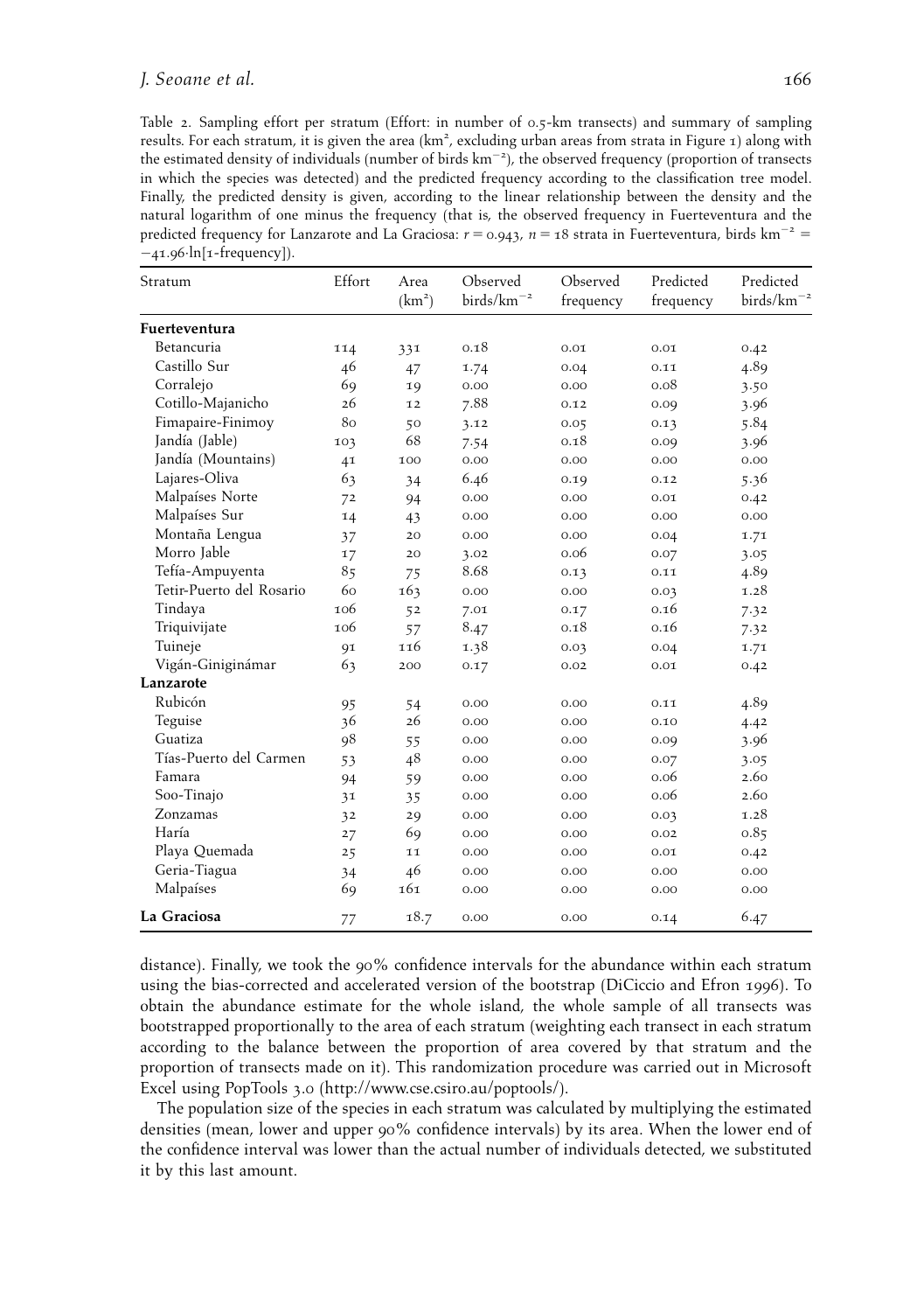Table 2. Sampling effort per stratum (Effort: in number of 0.5-km transects) and summary of sampling results. For each stratum, it is given the area (km$^2$, excluding urban areas from strata in Figure 1) along with the estimated density of individuals (number of birds km$^{-2}$), the observed frequency (proportion of transects in which the species was detected) and the predicted frequency according to the classification tree model. Finally, the predicted density is given, according to the linear relationship between the density and the natural logarithm of one minus the frequency (that is, the observed frequency in Fuerteventura and the predicted frequency for Lanzarote and La Graciosa: $r = 0.943$, $n = 18$ strata in Fuerteventura, birds km$^{-2}$ = $-41.96 \cdot \ln[1\text{-frequency}]$).

| Stratum | Effort | Area (km$^2$) | Observed birds/km$^{-2}$ | Observed frequency | Predicted frequency | Predicted birds/km$^{-2}$ |
|---|---|---|---|---|---|---|
| **Fuerteventura** | | | | | | |
| Betancuria | 114 | 331 | 0.18 | 0.01 | 0.01 | 0.42 |
| Castillo Sur | 46 | 47 | 1.74 | 0.04 | 0.11 | 4.89 |
| Corralejo | 69 | 19 | 0.00 | 0.00 | 0.08 | 3.50 |
| Cotillo-Majanicho | 26 | 12 | 7.88 | 0.12 | 0.09 | 3.96 |
| Fimapaire-Finimoy | 80 | 50 | 3.12 | 0.05 | 0.13 | 5.84 |
| Jandía (Jable) | 103 | 68 | 7.54 | 0.18 | 0.09 | 3.96 |
| Jandía (Mountains) | 41 | 100 | 0.00 | 0.00 | 0.00 | 0.00 |
| Lajares-Oliva | 63 | 34 | 6.46 | 0.19 | 0.12 | 5.36 |
| Malpaíses Norte | 72 | 94 | 0.00 | 0.00 | 0.01 | 0.42 |
| Malpaíses Sur | 14 | 43 | 0.00 | 0.00 | 0.00 | 0.00 |
| Montaña Lengua | 37 | 20 | 0.00 | 0.00 | 0.04 | 1.71 |
| Morro Jable | 17 | 20 | 3.02 | 0.06 | 0.07 | 3.05 |
| Tefía-Ampuyenta | 85 | 75 | 8.68 | 0.13 | 0.11 | 4.89 |
| Tetir-Puerto del Rosario | 60 | 163 | 0.00 | 0.00 | 0.03 | 1.28 |
| Tindaya | 106 | 52 | 7.01 | 0.17 | 0.16 | 7.32 |
| Triquivijate | 106 | 57 | 8.47 | 0.18 | 0.16 | 7.32 |
| Tuineje | 91 | 116 | 1.38 | 0.03 | 0.04 | 1.71 |
| Vigán-Giniginámar | 63 | 200 | 0.17 | 0.02 | 0.01 | 0.42 |
| **Lanzarote** | | | | | | |
| Rubicón | 95 | 54 | 0.00 | 0.00 | 0.11 | 4.89 |
| Teguise | 36 | 26 | 0.00 | 0.00 | 0.10 | 4.42 |
| Guatiza | 98 | 55 | 0.00 | 0.00 | 0.09 | 3.96 |
| Tías-Puerto del Carmen | 53 | 48 | 0.00 | 0.00 | 0.07 | 3.05 |
| Famara | 94 | 59 | 0.00 | 0.00 | 0.06 | 2.60 |
| Soo-Tinajo | 31 | 35 | 0.00 | 0.00 | 0.06 | 2.60 |
| Zonzamas | 32 | 29 | 0.00 | 0.00 | 0.03 | 1.28 |
| Haría | 27 | 69 | 0.00 | 0.00 | 0.02 | 0.85 |
| Playa Quemada | 25 | 11 | 0.00 | 0.00 | 0.01 | 0.42 |
| Geria-Tiagua | 34 | 46 | 0.00 | 0.00 | 0.00 | 0.00 |
| Malpaíses | 69 | 161 | 0.00 | 0.00 | 0.00 | 0.00 |
| **La Graciosa** | 77 | 18.7 | 0.00 | 0.00 | 0.14 | 6.47 |

distance). Finally, we took the 90% confidence intervals for the abundance within each stratum using the bias-corrected and accelerated version of the bootstrap (DiCiccio and Efron 1996). To obtain the abundance estimate for the whole island, the whole sample of all transects was bootstrapped proportionally to the area of each stratum (weighting each transect in each stratum according to the balance between the proportion of area covered by that stratum and the proportion of transects made on it). This randomization procedure was carried out in Microsoft Excel using PopTools 3.0 (http://www.cse.csiro.au/poptools/).

The population size of the species in each stratum was calculated by multiplying the estimated densities (mean, lower and upper 90% confidence intervals) by its area. When the lower end of the confidence interval was lower than the actual number of individuals detected, we substituted it by this last amount.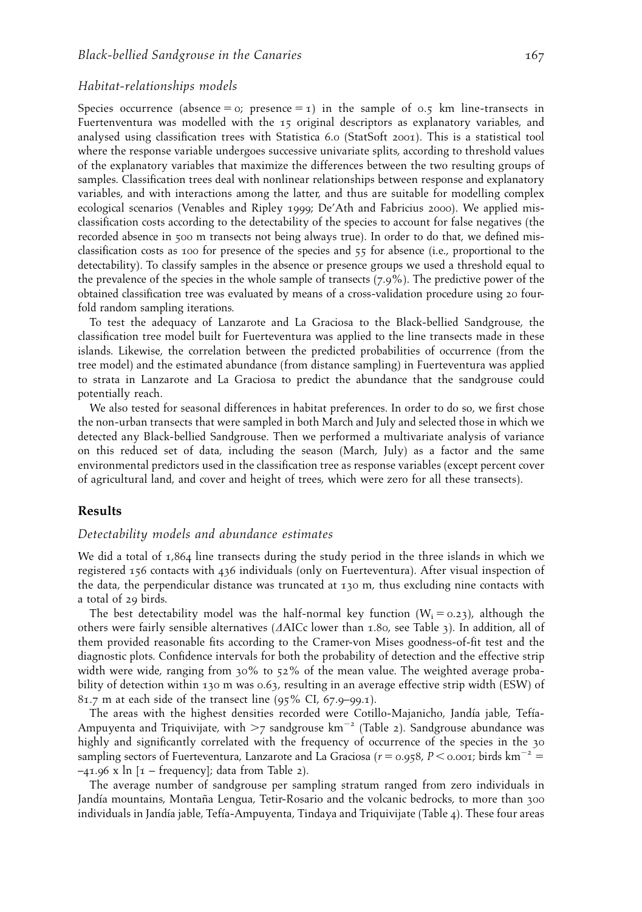### *Habitat-relationships models*

Species occurrence (absence = 0; presence = 1) in the sample of 0.5 km line-transects in Fuertenventura was modelled with the 15 original descriptors as explanatory variables, and analysed using classification trees with Statistica 6.0 (StatSoft 2001). This is a statistical tool where the response variable undergoes successive univariate splits, according to threshold values of the explanatory variables that maximize the differences between the two resulting groups of samples. Classification trees deal with nonlinear relationships between response and explanatory variables, and with interactions among the latter, and thus are suitable for modelling complex ecological scenarios (Venables and Ripley 1999; De'Ath and Fabricius 2000). We applied misclassification costs according to the detectability of the species to account for false negatives (the recorded absence in 500 m transects not being always true). In order to do that, we defined misclassification costs as 100 for presence of the species and 55 for absence (i.e., proportional to the detectability). To classify samples in the absence or presence groups we used a threshold equal to the prevalence of the species in the whole sample of transects (7.9%). The predictive power of the obtained classification tree was evaluated by means of a cross-validation procedure using 20 fourfold random sampling iterations.

To test the adequacy of Lanzarote and La Graciosa to the Black-bellied Sandgrouse, the classification tree model built for Fuerteventura was applied to the line transects made in these islands. Likewise, the correlation between the predicted probabilities of occurrence (from the tree model) and the estimated abundance (from distance sampling) in Fuerteventura was applied to strata in Lanzarote and La Graciosa to predict the abundance that the sandgrouse could potentially reach.

We also tested for seasonal differences in habitat preferences. In order to do so, we first chose the non-urban transects that were sampled in both March and July and selected those in which we detected any Black-bellied Sandgrouse. Then we performed a multivariate analysis of variance on this reduced set of data, including the season (March, July) as a factor and the same environmental predictors used in the classification tree as response variables (except percent cover of agricultural land, and cover and height of trees, which were zero for all these transects).

## Results

### *Detectability models and abundance estimates*

We did a total of 1,864 line transects during the study period in the three islands in which we registered 156 contacts with 436 individuals (only on Fuerteventura). After visual inspection of the data, the perpendicular distance was truncated at 130 m, thus excluding nine contacts with a total of 29 birds.

The best detectability model was the half-normal key function ($W_i = 0.23$), although the others were fairly sensible alternatives ($\Delta$AICc lower than 1.80, see Table 3). In addition, all of them provided reasonable fits according to the Cramer-von Mises goodness-of-fit test and the diagnostic plots. Confidence intervals for both the probability of detection and the effective strip width were wide, ranging from 30% to 52% of the mean value. The weighted average probability of detection within 130 m was 0.63, resulting in an average effective strip width (ESW) of 81.7 m at each side of the transect line (95% CI, 67.9–99.1).

The areas with the highest densities recorded were Cotillo-Majanicho, Jandía jable, Tefía-Ampuyenta and Triquivijate, with >7 sandgrouse $km^{-2}$ (Table 2). Sandgrouse abundance was highly and significantly correlated with the frequency of occurrence of the species in the 30 sampling sectors of Fuerteventura, Lanzarote and La Graciosa ($r = 0.958$, $P < 0.001$; birds $km^{-2}$ = –41.96 x ln [1 – frequency]; data from Table 2).

The average number of sandgrouse per sampling stratum ranged from zero individuals in Jandía mountains, Montaña Lengua, Tetir-Rosario and the volcanic bedrocks, to more than 300 individuals in Jandía jable, Tefía-Ampuyenta, Tindaya and Triquivijate (Table 4). These four areas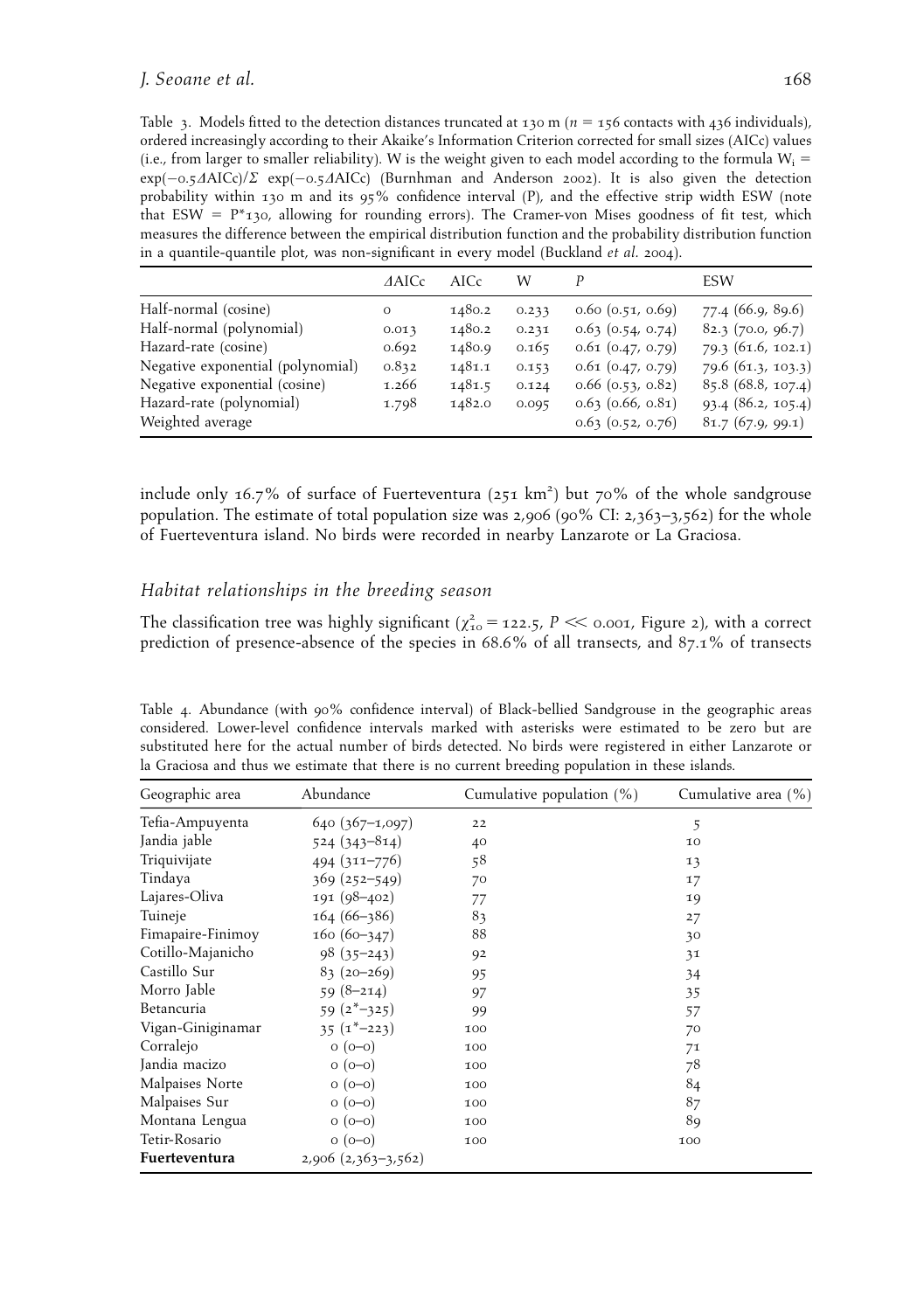Table 3. Models fitted to the detection distances truncated at 130 m ($n$ = 156 contacts with 436 individuals), ordered increasingly according to their Akaike's Information Criterion corrected for small sizes (AICc) values (i.e., from larger to smaller reliability). W is the weight given to each model according to the formula $W_i = \exp(-0.5\Delta AICc)/\Sigma \exp(-0.5\Delta AICc)$ (Burnhman and Anderson 2002). It is also given the detection probability within 130 m and its 95% confidence interval (P), and the effective strip width ESW (note that ESW = P*130, allowing for rounding errors). The Cramer-von Mises goodness of fit test, which measures the difference between the empirical distribution function and the probability distribution function in a quantile-quantile plot, was non-significant in every model (Buckland *et al.* 2004).

| | ΔAICc | AICc | W | *P* | ESW |
|---|---|---|---|---|---|
| Half-normal (cosine) | 0 | 1480.2 | 0.233 | 0.60 (0.51, 0.69) | 77.4 (66.9, 89.6) |
| Half-normal (polynomial) | 0.013 | 1480.2 | 0.231 | 0.63 (0.54, 0.74) | 82.3 (70.0, 96.7) |
| Hazard-rate (cosine) | 0.692 | 1480.9 | 0.165 | 0.61 (0.47, 0.79) | 79.3 (61.6, 102.1) |
| Negative exponential (polynomial) | 0.832 | 1481.1 | 0.153 | 0.61 (0.47, 0.79) | 79.6 (61.3, 103.3) |
| Negative exponential (cosine) | 1.266 | 1481.5 | 0.124 | 0.66 (0.53, 0.82) | 85.8 (68.8, 107.4) |
| Hazard-rate (polynomial) | 1.798 | 1482.0 | 0.095 | 0.63 (0.66, 0.81) | 93.4 (86.2, 105.4) |
| Weighted average | | | | 0.63 (0.52, 0.76) | 81.7 (67.9, 99.1) |

include only 16.7% of surface of Fuerteventura (251 km$^2$) but 70% of the whole sandgrouse population. The estimate of total population size was 2,906 (90% CI: 2,363–3,562) for the whole of Fuerteventura island. No birds were recorded in nearby Lanzarote or La Graciosa.

### *Habitat relationships in the breeding season*

The classification tree was highly significant ($\chi^2_{10} = 122.5$, $P \ll 0.001$, Figure 2), with a correct prediction of presence-absence of the species in 68.6% of all transects, and 87.1% of transects

Table 4. Abundance (with 90% confidence interval) of Black-bellied Sandgrouse in the geographic areas considered. Lower-level confidence intervals marked with asterisks were estimated to be zero but are substituted here for the actual number of birds detected. No birds were registered in either Lanzarote or la Graciosa and thus we estimate that there is no current breeding population in these islands.

| Geographic area | Abundance | Cumulative population (%) | Cumulative area (%) |
|---|---|---|---|
| Tefia-Ampuyenta | 640 (367–1,097) | 22 | 5 |
| Jandia jable | 524 (343–814) | 40 | 10 |
| Triquivijate | 494 (311–776) | 58 | 13 |
| Tindaya | 369 (252–549) | 70 | 17 |
| Lajares-Oliva | 191 (98–402) | 77 | 19 |
| Tuineje | 164 (66–386) | 83 | 27 |
| Fimapaire-Finimoy | 160 (60–347) | 88 | 30 |
| Cotillo-Majanicho | 98 (35–243) | 92 | 31 |
| Castillo Sur | 83 (20–269) | 95 | 34 |
| Morro Jable | 59 (8–214) | 97 | 35 |
| Betancuria | 59 (2*–325) | 99 | 57 |
| Vigan-Giniginamar | 35 (1*–223) | 100 | 70 |
| Corralejo | 0 (0–0) | 100 | 71 |
| Jandia macizo | 0 (0–0) | 100 | 78 |
| Malpaises Norte | 0 (0–0) | 100 | 84 |
| Malpaises Sur | 0 (0–0) | 100 | 87 |
| Montana Lengua | 0 (0–0) | 100 | 89 |
| Tetir-Rosario | 0 (0–0) | 100 | 100 |
| **Fuerteventura** | 2,906 (2,363–3,562) | | |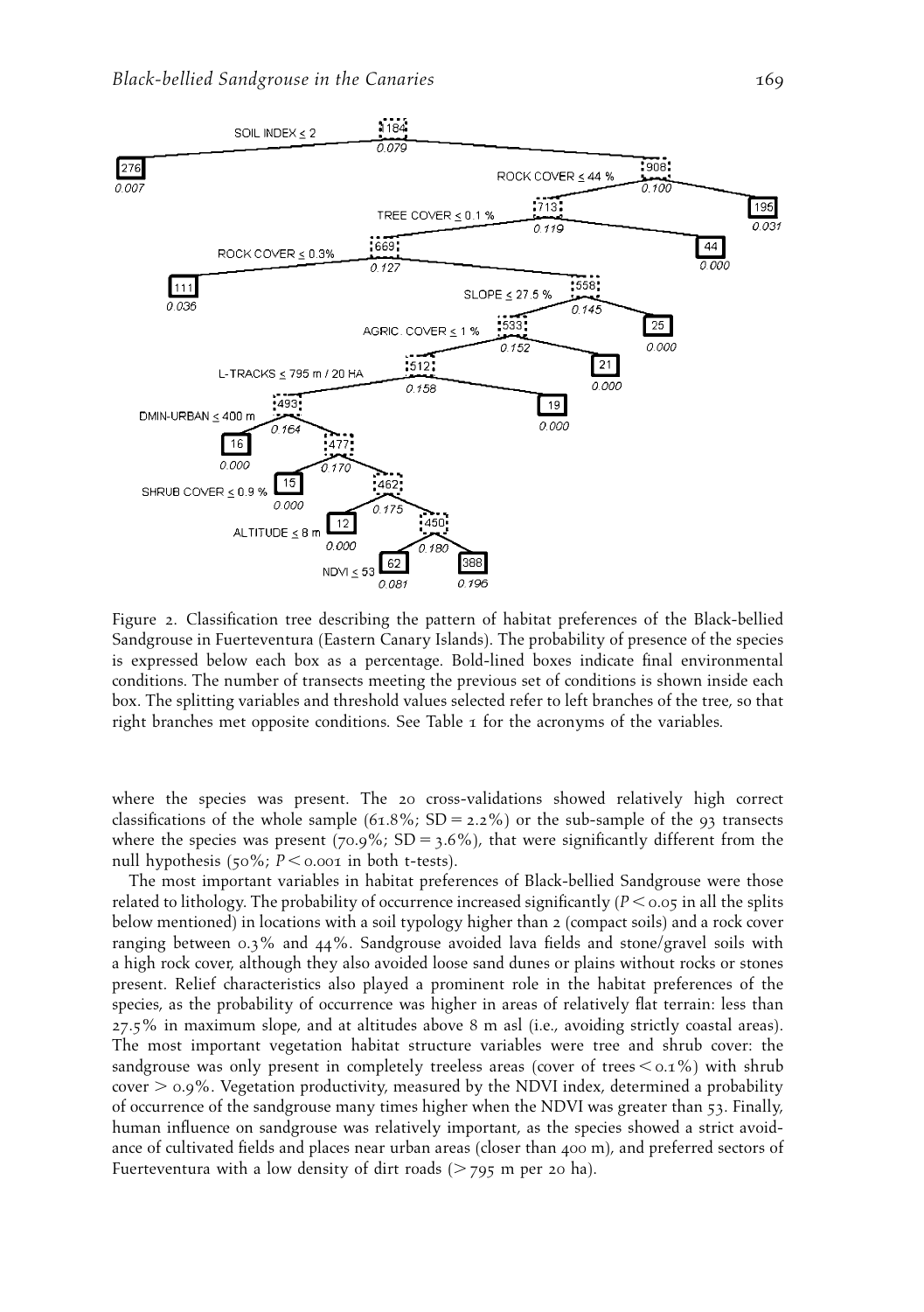Figure 2. Classification tree describing the pattern of habitat preferences of the Black-bellied Sandgrouse in Fuerteventura (Eastern Canary Islands). The probability of presence of the species is expressed below each box as a percentage. Bold-lined boxes indicate final environmental conditions. The number of transects meeting the previous set of conditions is shown inside each box. The splitting variables and threshold values selected refer to left branches of the tree, so that right branches met opposite conditions. See Table 1 for the acronyms of the variables.

where the species was present. The 20 cross-validations showed relatively high correct classifications of the whole sample (61.8%; SD = 2.2%) or the sub-sample of the 93 transects where the species was present (70.9%; SD = 3.6%), that were significantly different from the null hypothesis (50%; $P < 0.001$ in both t-tests).

The most important variables in habitat preferences of Black-bellied Sandgrouse were those related to lithology. The probability of occurrence increased significantly ($P < 0.05$ in all the splits below mentioned) in locations with a soil typology higher than 2 (compact soils) and a rock cover ranging between 0.3% and 44%. Sandgrouse avoided lava fields and stone/gravel soils with a high rock cover, although they also avoided loose sand dunes or plains without rocks or stones present. Relief characteristics also played a prominent role in the habitat preferences of the species, as the probability of occurrence was higher in areas of relatively flat terrain: less than 27.5% in maximum slope, and at altitudes above 8 m asl (i.e., avoiding strictly coastal areas). The most important vegetation habitat structure variables were tree and shrub cover: the sandgrouse was only present in completely treeless areas (cover of trees < 0.1%) with shrub cover > 0.9%. Vegetation productivity, measured by the NDVI index, determined a probability of occurrence of the sandgrouse many times higher when the NDVI was greater than 53. Finally, human influence on sandgrouse was relatively important, as the species showed a strict avoidance of cultivated fields and places near urban areas (closer than 400 m), and preferred sectors of Fuerteventura with a low density of dirt roads (> 795 m per 20 ha).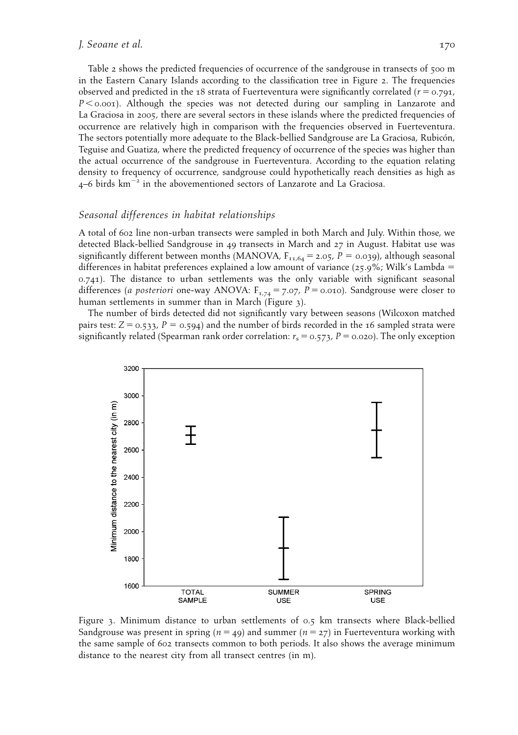Table 2 shows the predicted frequencies of occurrence of the sandgrouse in transects of 500 m in the Eastern Canary Islands according to the classification tree in Figure 2. The frequencies observed and predicted in the 18 strata of Fuerteventura were significantly correlated ($r = 0.791$, $P < 0.001$). Although the species was not detected during our sampling in Lanzarote and La Graciosa in 2005, there are several sectors in these islands where the predicted frequencies of occurrence are relatively high in comparison with the frequencies observed in Fuerteventura. The sectors potentially more adequate to the Black-bellied Sandgrouse are La Graciosa, Rubicón, Teguise and Guatiza, where the predicted frequency of occurrence of the species was higher than the actual occurrence of the sandgrouse in Fuerteventura. According to the equation relating density to frequency of occurrence, sandgrouse could hypothetically reach densities as high as 4–6 birds $km^{-2}$ in the abovementioned sectors of Lanzarote and La Graciosa.

## *Seasonal differences in habitat relationships*

A total of 602 line non-urban transects were sampled in both March and July. Within those, we detected Black-bellied Sandgrouse in 49 transects in March and 27 in August. Habitat use was significantly different between months (MANOVA, $F_{11,64} = 2.05$, $P = 0.039$), although seasonal differences in habitat preferences explained a low amount of variance (25.9%; Wilk's Lambda = 0.741). The distance to urban settlements was the only variable with significant seasonal differences (*a posteriori* one-way ANOVA: $F_{1,74} = 7.07$, $P = 0.010$). Sandgrouse were closer to human settlements in summer than in March (Figure 3).

The number of birds detected did not significantly vary between seasons (Wilcoxon matched pairs test: $Z = 0.533$, $P = 0.594$) and the number of birds recorded in the 16 sampled strata were significantly related (Spearman rank order correlation: $r_s = 0.573$, $P = 0.020$). The only exception

Figure 3. Minimum distance to urban settlements of 0.5 km transects where Black-bellied Sandgrouse was present in spring ($n = 49$) and summer ($n = 27$) in Fuerteventura working with the same sample of 602 transects common to both periods. It also shows the average minimum distance to the nearest city from all transect centres (in m).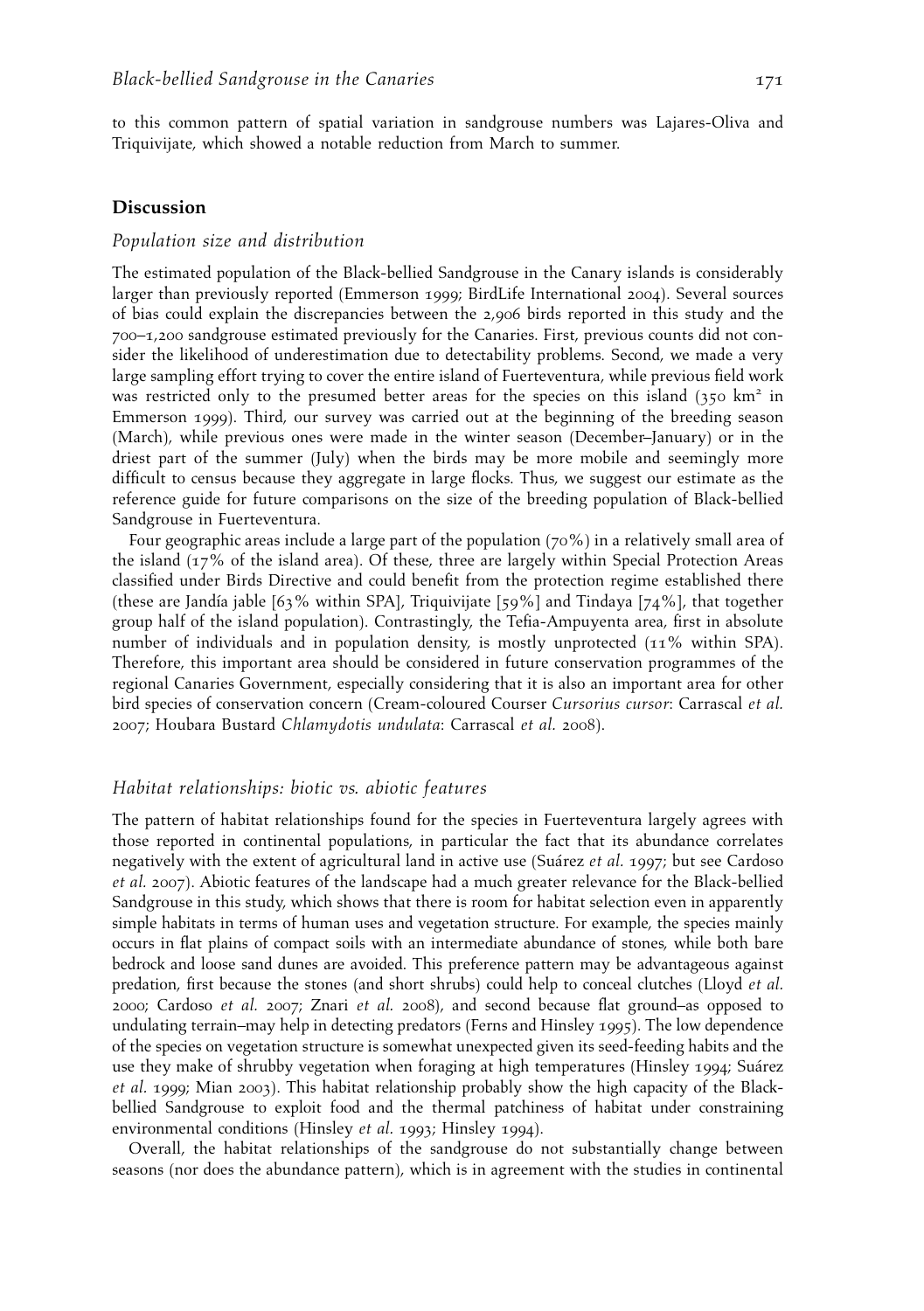to this common pattern of spatial variation in sandgrouse numbers was Lajares-Oliva and Triquivijate, which showed a notable reduction from March to summer.

## Discussion

### *Population size and distribution*

The estimated population of the Black-bellied Sandgrouse in the Canary islands is considerably larger than previously reported (Emmerson 1999; BirdLife International 2004). Several sources of bias could explain the discrepancies between the 2,906 birds reported in this study and the 700–1,200 sandgrouse estimated previously for the Canaries. First, previous counts did not consider the likelihood of underestimation due to detectability problems. Second, we made a very large sampling effort trying to cover the entire island of Fuerteventura, while previous field work was restricted only to the presumed better areas for the species on this island (350 km$^2$ in Emmerson 1999). Third, our survey was carried out at the beginning of the breeding season (March), while previous ones were made in the winter season (December–January) or in the driest part of the summer (July) when the birds may be more mobile and seemingly more difficult to census because they aggregate in large flocks. Thus, we suggest our estimate as the reference guide for future comparisons on the size of the breeding population of Black-bellied Sandgrouse in Fuerteventura.

Four geographic areas include a large part of the population (70%) in a relatively small area of the island (17% of the island area). Of these, three are largely within Special Protection Areas classified under Birds Directive and could benefit from the protection regime established there (these are Jandía jable [63% within SPA], Triquivijate [59%] and Tindaya [74%], that together group half of the island population). Contrastingly, the Tefia-Ampuyenta area, first in absolute number of individuals and in population density, is mostly unprotected (11% within SPA). Therefore, this important area should be considered in future conservation programmes of the regional Canaries Government, especially considering that it is also an important area for other bird species of conservation concern (Cream-coloured Courser *Cursorius cursor*: Carrascal *et al.* 2007; Houbara Bustard *Chlamydotis undulata*: Carrascal *et al.* 2008).

### *Habitat relationships: biotic vs. abiotic features*

The pattern of habitat relationships found for the species in Fuerteventura largely agrees with those reported in continental populations, in particular the fact that its abundance correlates negatively with the extent of agricultural land in active use (Suárez *et al.* 1997; but see Cardoso *et al.* 2007). Abiotic features of the landscape had a much greater relevance for the Black-bellied Sandgrouse in this study, which shows that there is room for habitat selection even in apparently simple habitats in terms of human uses and vegetation structure. For example, the species mainly occurs in flat plains of compact soils with an intermediate abundance of stones, while both bare bedrock and loose sand dunes are avoided. This preference pattern may be advantageous against predation, first because the stones (and short shrubs) could help to conceal clutches (Lloyd *et al.* 2000; Cardoso *et al.* 2007; Znari *et al.* 2008), and second because flat ground–as opposed to undulating terrain–may help in detecting predators (Ferns and Hinsley 1995). The low dependence of the species on vegetation structure is somewhat unexpected given its seed-feeding habits and the use they make of shrubby vegetation when foraging at high temperatures (Hinsley 1994; Suárez *et al.* 1999; Mian 2003). This habitat relationship probably show the high capacity of the Black-bellied Sandgrouse to exploit food and the thermal patchiness of habitat under constraining environmental conditions (Hinsley *et al.* 1993; Hinsley 1994).

Overall, the habitat relationships of the sandgrouse do not substantially change between seasons (nor does the abundance pattern), which is in agreement with the studies in continental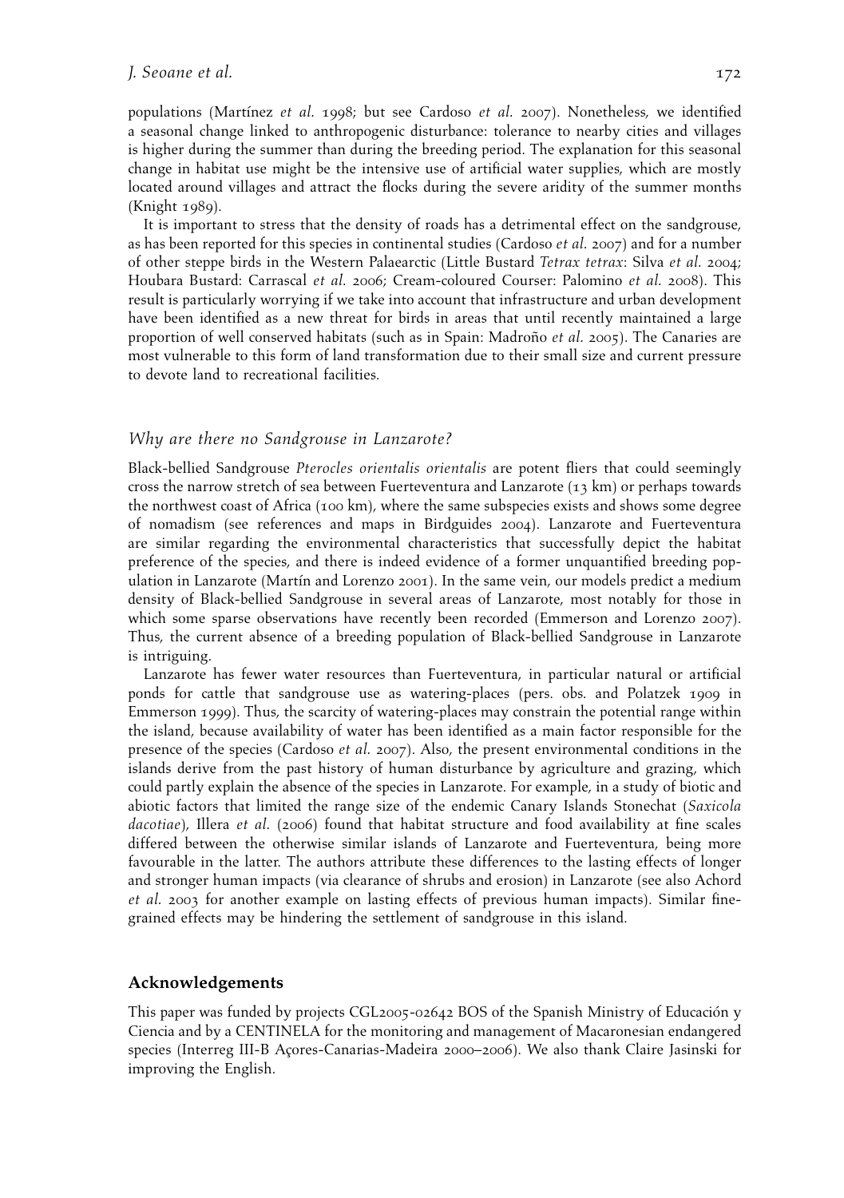populations (Martínez *et al.* 1998; but see Cardoso *et al.* 2007). Nonetheless, we identified a seasonal change linked to anthropogenic disturbance: tolerance to nearby cities and villages is higher during the summer than during the breeding period. The explanation for this seasonal change in habitat use might be the intensive use of artificial water supplies, which are mostly located around villages and attract the flocks during the severe aridity of the summer months (Knight 1989).

It is important to stress that the density of roads has a detrimental effect on the sandgrouse, as has been reported for this species in continental studies (Cardoso *et al.* 2007) and for a number of other steppe birds in the Western Palaearctic (Little Bustard *Tetrax tetrax*: Silva *et al.* 2004; Houbara Bustard: Carrascal *et al.* 2006; Cream-coloured Courser: Palomino *et al.* 2008). This result is particularly worrying if we take into account that infrastructure and urban development have been identified as a new threat for birds in areas that until recently maintained a large proportion of well conserved habitats (such as in Spain: Madroño *et al.* 2005). The Canaries are most vulnerable to this form of land transformation due to their small size and current pressure to devote land to recreational facilities.

### *Why are there no Sandgrouse in Lanzarote?*

Black-bellied Sandgrouse *Pterocles orientalis orientalis* are potent fliers that could seemingly cross the narrow stretch of sea between Fuerteventura and Lanzarote (13 km) or perhaps towards the northwest coast of Africa (100 km), where the same subspecies exists and shows some degree of nomadism (see references and maps in Birdguides 2004). Lanzarote and Fuerteventura are similar regarding the environmental characteristics that successfully depict the habitat preference of the species, and there is indeed evidence of a former unquantified breeding population in Lanzarote (Martín and Lorenzo 2001). In the same vein, our models predict a medium density of Black-bellied Sandgrouse in several areas of Lanzarote, most notably for those in which some sparse observations have recently been recorded (Emmerson and Lorenzo 2007). Thus, the current absence of a breeding population of Black-bellied Sandgrouse in Lanzarote is intriguing.

Lanzarote has fewer water resources than Fuerteventura, in particular natural or artificial ponds for cattle that sandgrouse use as watering-places (pers. obs. and Polatzek 1909 in Emmerson 1999). Thus, the scarcity of watering-places may constrain the potential range within the island, because availability of water has been identified as a main factor responsible for the presence of the species (Cardoso *et al.* 2007). Also, the present environmental conditions in the islands derive from the past history of human disturbance by agriculture and grazing, which could partly explain the absence of the species in Lanzarote. For example, in a study of biotic and abiotic factors that limited the range size of the endemic Canary Islands Stonechat (*Saxicola dacotiae*), Illera *et al.* (2006) found that habitat structure and food availability at fine scales differed between the otherwise similar islands of Lanzarote and Fuerteventura, being more favourable in the latter. The authors attribute these differences to the lasting effects of longer and stronger human impacts (via clearance of shrubs and erosion) in Lanzarote (see also Achord *et al.* 2003 for another example on lasting effects of previous human impacts). Similar fine-grained effects may be hindering the settlement of sandgrouse in this island.

## Acknowledgements

This paper was funded by projects CGL2005-02642 BOS of the Spanish Ministry of Educación y Ciencia and by a CENTINELA for the monitoring and management of Macaronesian endangered species (Interreg III-B Açores-Canarias-Madeira 2000–2006). We also thank Claire Jasinski for improving the English.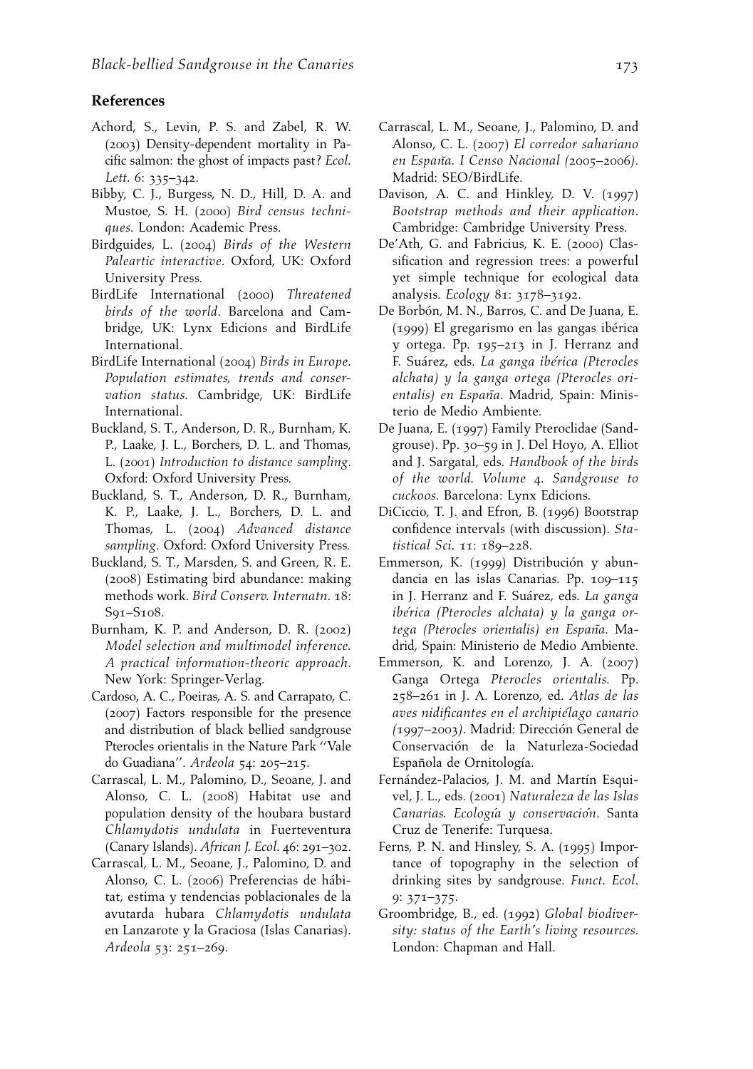## References

Achord, S., Levin, P. S. and Zabel, R. W. (2003) Density-dependent mortality in Pacific salmon: the ghost of impacts past? *Ecol. Lett.* 6: 335–342.

Bibby, C. J., Burgess, N. D., Hill, D. A. and Mustoe, S. H. (2000) *Bird census techniques*. London: Academic Press.

Birdguides, L. (2004) *Birds of the Western Paleartic interactive*. Oxford, UK: Oxford University Press.

BirdLife International (2000) *Threatened birds of the world*. Barcelona and Cambridge, UK: Lynx Edicions and BirdLife International.

BirdLife International (2004) *Birds in Europe. Population estimates, trends and conservation status*. Cambridge, UK: BirdLife International.

Buckland, S. T., Anderson, D. R., Burnham, K. P., Laake, J. L., Borchers, D. L. and Thomas, L. (2001) *Introduction to distance sampling*. Oxford: Oxford University Press.

Buckland, S. T., Anderson, D. R., Burnham, K. P., Laake, J. L., Borchers, D. L. and Thomas, L. (2004) *Advanced distance sampling*. Oxford: Oxford University Press.

Buckland, S. T., Marsden, S. and Green, R. E. (2008) Estimating bird abundance: making methods work. *Bird Conserv. Internatn.* 18: S91–S108.

Burnham, K. P. and Anderson, D. R. (2002) *Model selection and multimodel inference. A practical information-theoric approach*. New York: Springer-Verlag.

Cardoso, A. C., Poeiras, A. S. and Carrapato, C. (2007) Factors responsible for the presence and distribution of black bellied sandgrouse Pterocles orientalis in the Nature Park ''Vale do Guadiana''. *Ardeola* 54: 205–215.

Carrascal, L. M., Palomino, D., Seoane, J. and Alonso, C. L. (2008) Habitat use and population density of the houbara bustard *Chlamydotis undulata* in Fuerteventura (Canary Islands). *African J. Ecol.* 46: 291–302.

Carrascal, L. M., Seoane, J., Palomino, D. and Alonso, C. L. (2006) Preferencias de hábitat, estima y tendencias poblacionales de la avutarda hubara *Chlamydotis undulata* en Lanzarote y la Graciosa (Islas Canarias). *Ardeola* 53: 251–269.

Carrascal, L. M., Seoane, J., Palomino, D. and Alonso, C. L. (2007) *El corredor sahariano en España. I Censo Nacional (2005–2006)*. Madrid: SEO/BirdLife.

Davison, A. C. and Hinkley, D. V. (1997) *Bootstrap methods and their application*. Cambridge: Cambridge University Press.

De'Ath, G. and Fabricius, K. E. (2000) Classification and regression trees: a powerful yet simple technique for ecological data analysis. *Ecology* 81: 3178–3192.

De Borbón, M. N., Barros, C. and De Juana, E. (1999) El gregarismo en las gangas ibérica y ortega. Pp. 195–213 in J. Herranz and F. Suárez, eds. *La ganga ibérica (Pterocles alchata) y la ganga ortega (Pterocles orientalis) en España*. Madrid, Spain: Ministerio de Medio Ambiente.

De Juana, E. (1997) Family Pteroclidae (Sandgrouse). Pp. 30–59 in J. Del Hoyo, A. Elliot and J. Sargatal, eds. *Handbook of the birds of the world. Volume 4. Sandgrouse to cuckoos*. Barcelona: Lynx Edicions.

DiCiccio, T. J. and Efron, B. (1996) Bootstrap confidence intervals (with discussion). *Statistical Sci.* 11: 189–228.

Emmerson, K. (1999) Distribución y abundancia en las islas Canarias. Pp. 109–115 in J. Herranz and F. Suárez, eds. *La ganga ibérica (Pterocles alchata) y la ganga ortega (Pterocles orientalis) en España*. Madrid, Spain: Ministerio de Medio Ambiente.

Emmerson, K. and Lorenzo, J. A. (2007) Ganga Ortega *Pterocles orientalis*. Pp. 258–261 in J. A. Lorenzo, ed. *Atlas de las aves nidificantes en el archipiélago canario (1997–2003)*. Madrid: Dirección General de Conservación de la Naturleza-Sociedad Española de Ornitología.

Fernández-Palacios, J. M. and Martín Esquivel, J. L., eds. (2001) *Naturaleza de las Islas Canarias. Ecología y conservación*. Santa Cruz de Tenerife: Turquesa.

Ferns, P. N. and Hinsley, S. A. (1995) Importance of topography in the selection of drinking sites by sandgrouse. *Funct. Ecol.* 9: 371–375.

Groombridge, B., ed. (1992) *Global biodiversity: status of the Earth's living resources*. London: Chapman and Hall.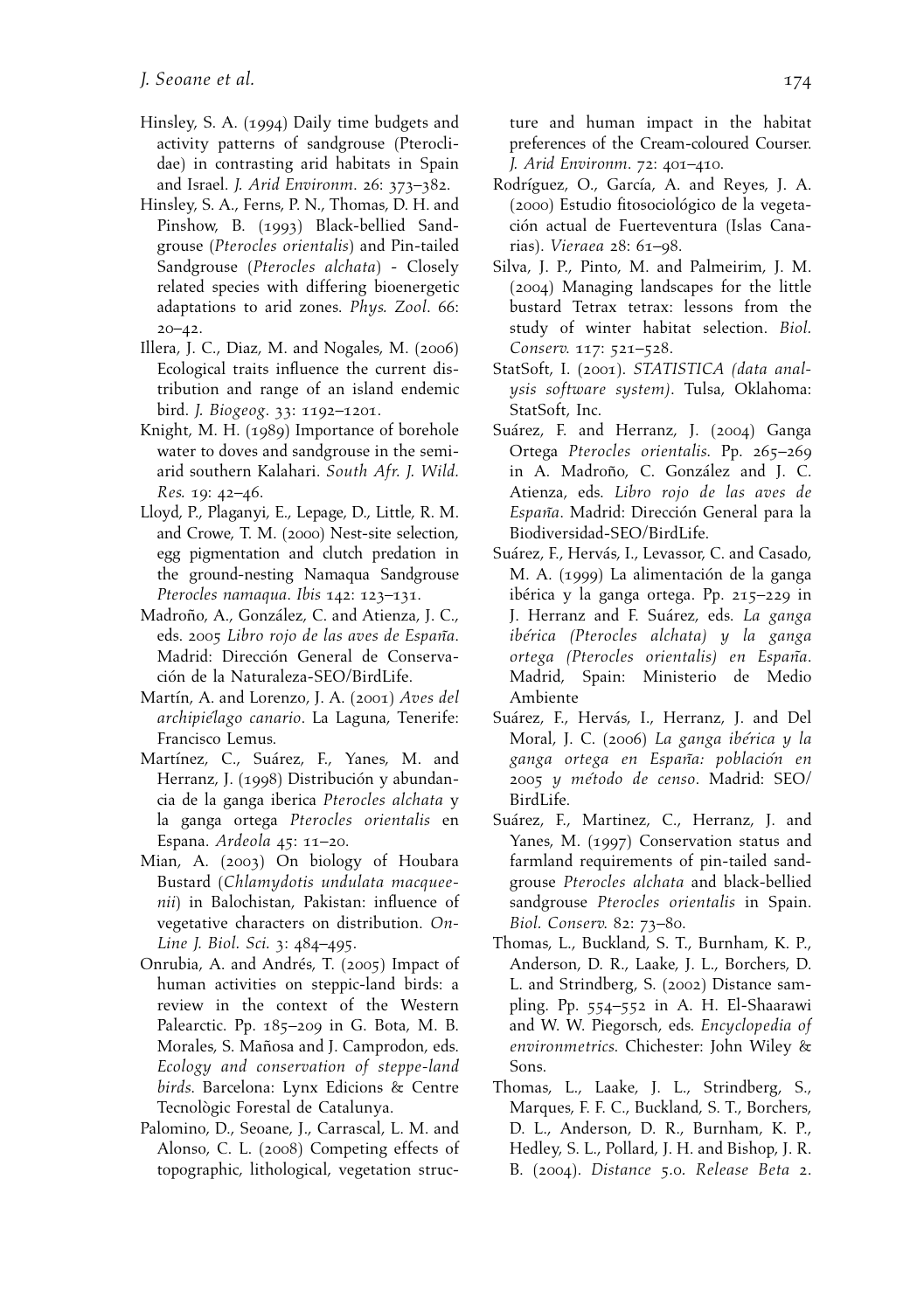Hinsley, S. A. (1994) Daily time budgets and activity patterns of sandgrouse (Pteroclidae) in contrasting arid habitats in Spain and Israel. *J. Arid Environm*. 26: 373–382.

Hinsley, S. A., Ferns, P. N., Thomas, D. H. and Pinshow, B. (1993) Black-bellied Sandgrouse (*Pterocles orientalis*) and Pin-tailed Sandgrouse (*Pterocles alchata*) - Closely related species with differing bioenergetic adaptations to arid zones. *Phys. Zool*. 66: 20–42.

Illera, J. C., Diaz, M. and Nogales, M. (2006) Ecological traits influence the current distribution and range of an island endemic bird. *J. Biogeog*. 33: 1192–1201.

Knight, M. H. (1989) Importance of borehole water to doves and sandgrouse in the semi-arid southern Kalahari. *South Afr. J. Wild. Res.* 19: 42–46.

Lloyd, P., Plaganyi, E., Lepage, D., Little, R. M. and Crowe, T. M. (2000) Nest-site selection, egg pigmentation and clutch predation in the ground-nesting Namaqua Sandgrouse *Pterocles namaqua*. *Ibis* 142: 123–131.

Madroño, A., González, C. and Atienza, J. C., eds. 2005 *Libro rojo de las aves de España*. Madrid: Dirección General de Conservación de la Naturaleza-SEO/BirdLife.

Martín, A. and Lorenzo, J. A. (2001) *Aves del archipiélago canario*. La Laguna, Tenerife: Francisco Lemus.

Martínez, C., Suárez, F., Yanes, M. and Herranz, J. (1998) Distribución y abundancia de la ganga iberica *Pterocles alchata* y la ganga ortega *Pterocles orientalis* en Espana. *Ardeola* 45: 11–20.

Mian, A. (2003) On biology of Houbara Bustard (*Chlamydotis undulata macqueenii*) in Balochistan, Pakistan: influence of vegetative characters on distribution. *On-Line J. Biol. Sci.* 3: 484–495.

Onrubia, A. and Andrés, T. (2005) Impact of human activities on steppic-land birds: a review in the context of the Western Palearctic. Pp. 185–209 in G. Bota, M. B. Morales, S. Mañosa and J. Camprodon, eds. *Ecology and conservation of steppe-land birds*. Barcelona: Lynx Edicions & Centre Tecnològic Forestal de Catalunya.

Palomino, D., Seoane, J., Carrascal, L. M. and Alonso, C. L. (2008) Competing effects of topographic, lithological, vegetation structure and human impact in the habitat preferences of the Cream-coloured Courser. *J. Arid Environm*. 72: 401–410.

Rodríguez, O., García, A. and Reyes, J. A. (2000) Estudio fitosociológico de la vegetación actual de Fuerteventura (Islas Canarias). *Vieraea* 28: 61–98.

Silva, J. P., Pinto, M. and Palmeirim, J. M. (2004) Managing landscapes for the little bustard Tetrax tetrax: lessons from the study of winter habitat selection. *Biol. Conserv.* 117: 521–528.

StatSoft, I. (2001). *STATISTICA (data analysis software system)*. Tulsa, Oklahoma: StatSoft, Inc.

Suárez, F. and Herranz, J. (2004) Ganga Ortega *Pterocles orientalis*. Pp. 265–269 in A. Madroño, C. González and J. C. Atienza, eds. *Libro rojo de las aves de España*. Madrid: Dirección General para la Biodiversidad-SEO/BirdLife.

Suárez, F., Hervás, I., Levassor, C. and Casado, M. A. (1999) La alimentación de la ganga ibérica y la ganga ortega. Pp. 215–229 in J. Herranz and F. Suárez, eds. *La ganga ibérica (Pterocles alchata) y la ganga ortega (Pterocles orientalis) en España*. Madrid, Spain: Ministerio de Medio Ambiente

Suárez, F., Hervás, I., Herranz, J. and Del Moral, J. C. (2006) *La ganga ibérica y la ganga ortega en España: población en 2005 y método de censo*. Madrid: SEO/BirdLife.

Suárez, F., Martinez, C., Herranz, J. and Yanes, M. (1997) Conservation status and farmland requirements of pin-tailed sandgrouse *Pterocles alchata* and black-bellied sandgrouse *Pterocles orientalis* in Spain. *Biol. Conserv.* 82: 73–80.

Thomas, L., Buckland, S. T., Burnham, K. P., Anderson, D. R., Laake, J. L., Borchers, D. L. and Strindberg, S. (2002) Distance sampling. Pp. 554–552 in A. H. El-Shaarawi and W. W. Piegorsch, eds. *Encyclopedia of environmetrics*. Chichester: John Wiley & Sons.

Thomas, L., Laake, J. L., Strindberg, S., Marques, F. F. C., Buckland, S. T., Borchers, D. L., Anderson, D. R., Burnham, K. P., Hedley, S. L., Pollard, J. H. and Bishop, J. R. B. (2004). *Distance 5.0. Release Beta 2.*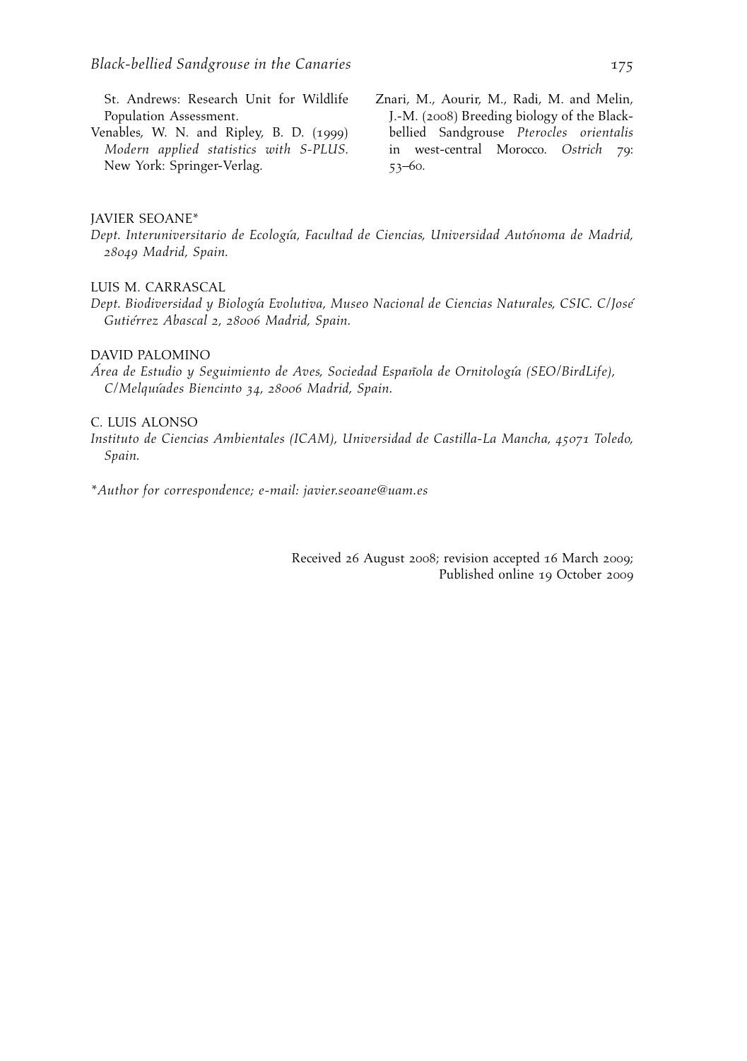St. Andrews: Research Unit for Wildlife Population Assessment.

Venables, W. N. and Ripley, B. D. (1999) *Modern applied statistics with S-PLUS.* New York: Springer-Verlag.

Znari, M., Aourir, M., Radi, M. and Melin, J.-M. (2008) Breeding biology of the Black-bellied Sandgrouse *Pterocles orientalis* in west-central Morocco. *Ostrich* 79: 53–60.

JAVIER SEOANE*

*Dept. Interuniversitario de Ecología, Facultad de Ciencias, Universidad Autónoma de Madrid, 28049 Madrid, Spain.*

LUIS M. CARRASCAL

*Dept. Biodiversidad y Biología Evolutiva, Museo Nacional de Ciencias Naturales, CSIC. C/José Gutiérrez Abascal 2, 28006 Madrid, Spain.*

DAVID PALOMINO

*Área de Estudio y Seguimiento de Aves, Sociedad Española de Ornitología (SEO/BirdLife), C/Melquíades Biencinto 34, 28006 Madrid, Spain.*

C. LUIS ALONSO

*Instituto de Ciencias Ambientales (ICAM), Universidad de Castilla-La Mancha, 45071 Toledo, Spain.*

*\*Author for correspondence; e-mail: javier.seoane@uam.es*

Received 26 August 2008; revision accepted 16 March 2009;
Published online 19 October 2009